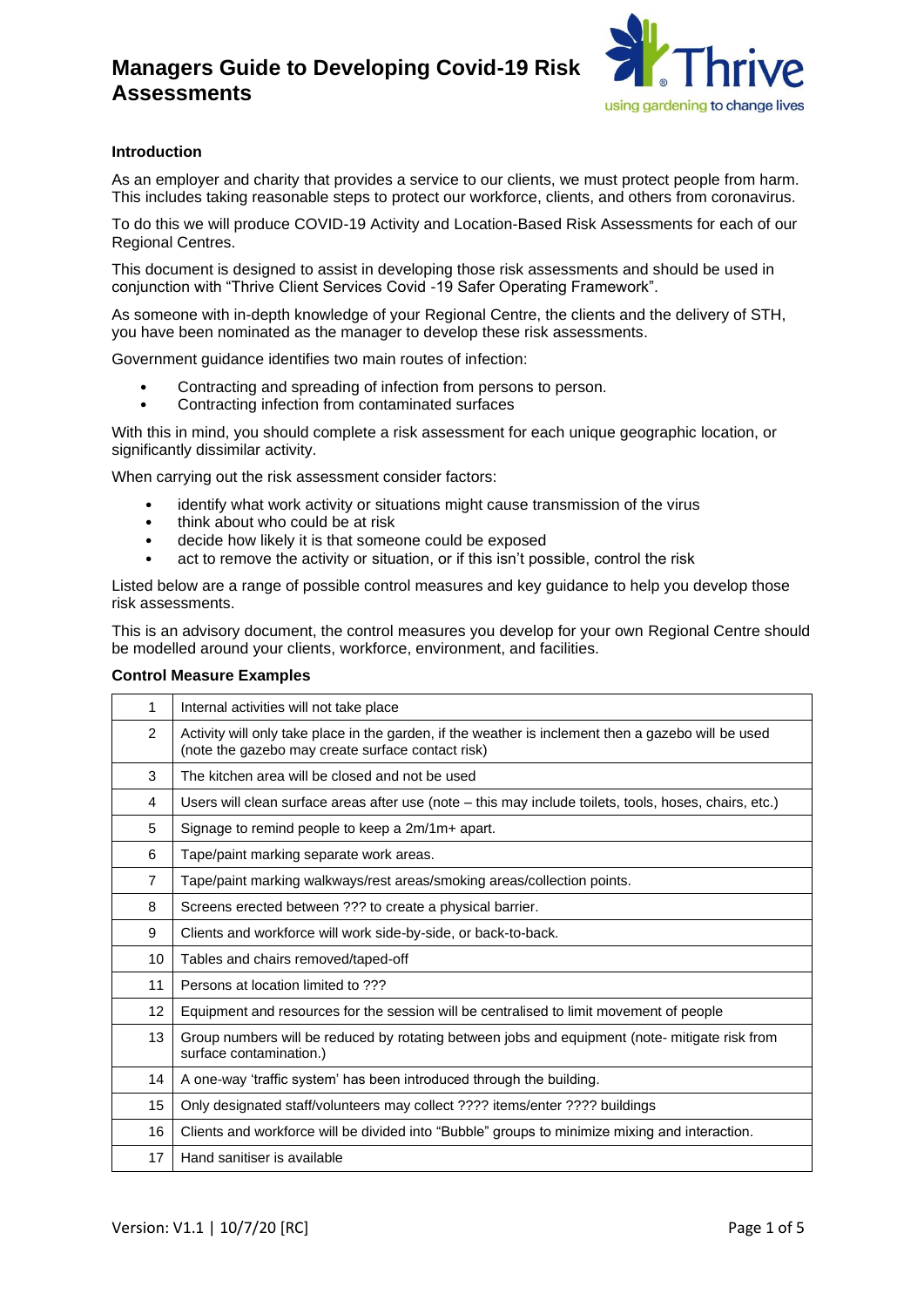# Managers Guide to Developing Covid-19 Risk Assessments

Thrive
using gardening to change lives

**Introduction**

As an employer and charity that provides a service to our clients, we must protect people from harm. This includes taking reasonable steps to protect our workforce, clients, and others from coronavirus.

To do this we will produce COVID-19 Activity and Location-Based Risk Assessments for each of our Regional Centres.

This document is designed to assist in developing those risk assessments and should be used in conjunction with "Thrive Client Services Covid -19 Safer Operating Framework".

As someone with in-depth knowledge of your Regional Centre, the clients and the delivery of STH, you have been nominated as the manager to develop these risk assessments.

Government guidance identifies two main routes of infection:

- Contracting and spreading of infection from persons to person.
- Contracting infection from contaminated surfaces

With this in mind, you should complete a risk assessment for each unique geographic location, or significantly dissimilar activity.

When carrying out the risk assessment consider factors:

- identify what work activity or situations might cause transmission of the virus
- think about who could be at risk
- decide how likely it is that someone could be exposed
- act to remove the activity or situation, or if this isn't possible, control the risk

Listed below are a range of possible control measures and key guidance to help you develop those risk assessments.

This is an advisory document, the control measures you develop for your own Regional Centre should be modelled around your clients, workforce, environment, and facilities.

**Control Measure Examples**

| | |
|---|---|
| 1 | Internal activities will not take place |
| 2 | Activity will only take place in the garden, if the weather is inclement then a gazebo will be used (note the gazebo may create surface contact risk) |
| 3 | The kitchen area will be closed and not be used |
| 4 | Users will clean surface areas after use (note – this may include toilets, tools, hoses, chairs, etc.) |
| 5 | Signage to remind people to keep a 2m/1m+ apart. |
| 6 | Tape/paint marking separate work areas. |
| 7 | Tape/paint marking walkways/rest areas/smoking areas/collection points. |
| 8 | Screens erected between ??? to create a physical barrier. |
| 9 | Clients and workforce will work side-by-side, or back-to-back. |
| 10 | Tables and chairs removed/taped-off |
| 11 | Persons at location limited to ??? |
| 12 | Equipment and resources for the session will be centralised to limit movement of people |
| 13 | Group numbers will be reduced by rotating between jobs and equipment (note- mitigate risk from surface contamination.) |
| 14 | A one-way 'traffic system' has been introduced through the building. |
| 15 | Only designated staff/volunteers may collect ???? items/enter ???? buildings |
| 16 | Clients and workforce will be divided into "Bubble" groups to minimize mixing and interaction. |
| 17 | Hand sanitiser is available |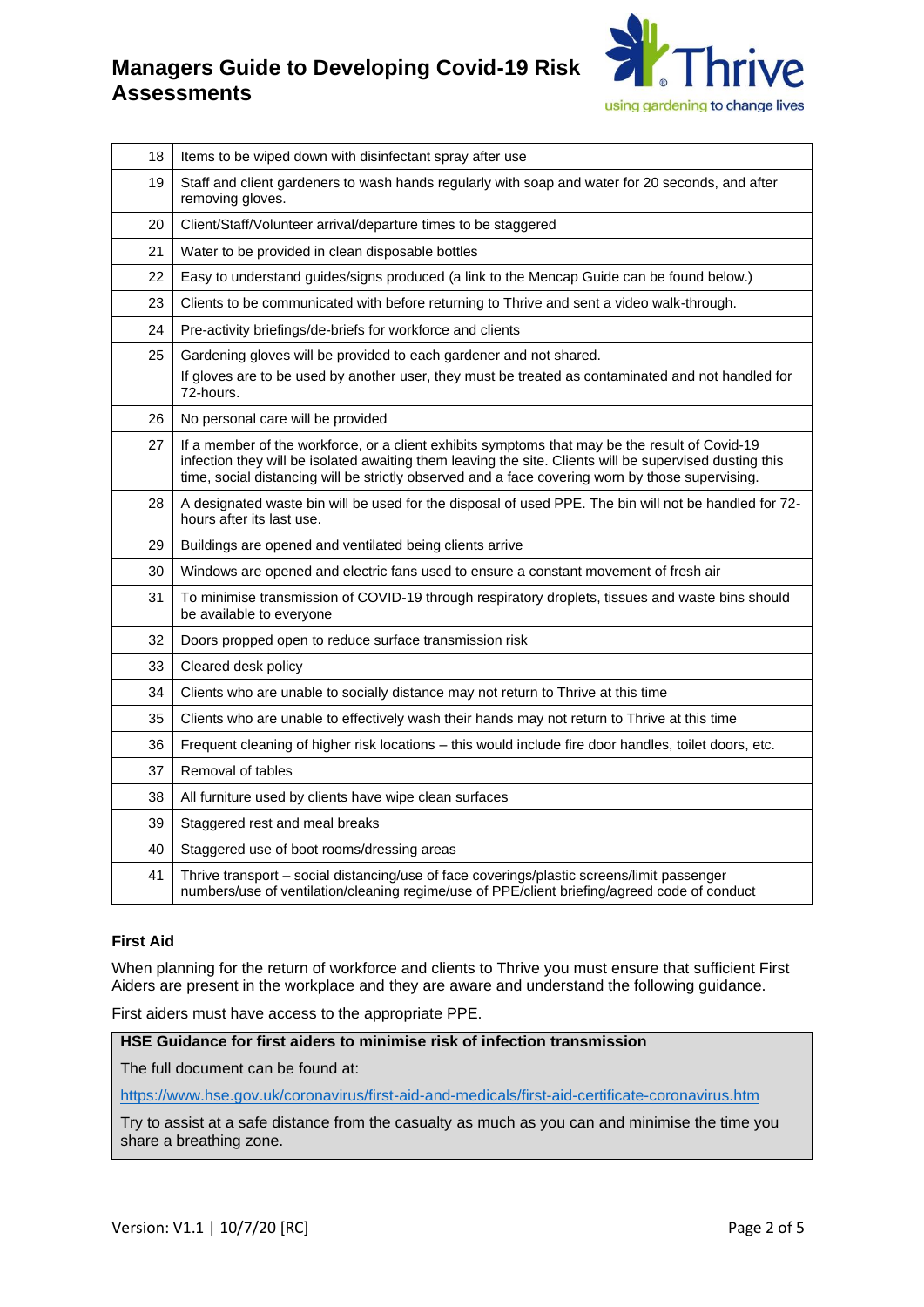| | |
|---|---|
| 18 | Items to be wiped down with disinfectant spray after use |
| 19 | Staff and client gardeners to wash hands regularly with soap and water for 20 seconds, and after removing gloves. |
| 20 | Client/Staff/Volunteer arrival/departure times to be staggered |
| 21 | Water to be provided in clean disposable bottles |
| 22 | Easy to understand guides/signs produced (a link to the Mencap Guide can be found below.) |
| 23 | Clients to be communicated with before returning to Thrive and sent a video walk-through. |
| 24 | Pre-activity briefings/de-briefs for workforce and clients |
| 25 | Gardening gloves will be provided to each gardener and not shared.<br>If gloves are to be used by another user, they must be treated as contaminated and not handled for 72-hours. |
| 26 | No personal care will be provided |
| 27 | If a member of the workforce, or a client exhibits symptoms that may be the result of Covid-19 infection they will be isolated awaiting them leaving the site. Clients will be supervised dusting this time, social distancing will be strictly observed and a face covering worn by those supervising. |
| 28 | A designated waste bin will be used for the disposal of used PPE. The bin will not be handled for 72-hours after its last use. |
| 29 | Buildings are opened and ventilated being clients arrive |
| 30 | Windows are opened and electric fans used to ensure a constant movement of fresh air |
| 31 | To minimise transmission of COVID-19 through respiratory droplets, tissues and waste bins should be available to everyone |
| 32 | Doors propped open to reduce surface transmission risk |
| 33 | Cleared desk policy |
| 34 | Clients who are unable to socially distance may not return to Thrive at this time |
| 35 | Clients who are unable to effectively wash their hands may not return to Thrive at this time |
| 36 | Frequent cleaning of higher risk locations – this would include fire door handles, toilet doors, etc. |
| 37 | Removal of tables |
| 38 | All furniture used by clients have wipe clean surfaces |
| 39 | Staggered rest and meal breaks |
| 40 | Staggered use of boot rooms/dressing areas |
| 41 | Thrive transport – social distancing/use of face coverings/plastic screens/limit passenger numbers/use of ventilation/cleaning regime/use of PPE/client briefing/agreed code of conduct |

## First Aid

When planning for the return of workforce and clients to Thrive you must ensure that sufficient First Aiders are present in the workplace and they are aware and understand the following guidance.

First aiders must have access to the appropriate PPE.

**HSE Guidance for first aiders to minimise risk of infection transmission**

The full document can be found at:

https://www.hse.gov.uk/coronavirus/first-aid-and-medicals/first-aid-certificate-coronavirus.htm

Try to assist at a safe distance from the casualty as much as you can and minimise the time you share a breathing zone.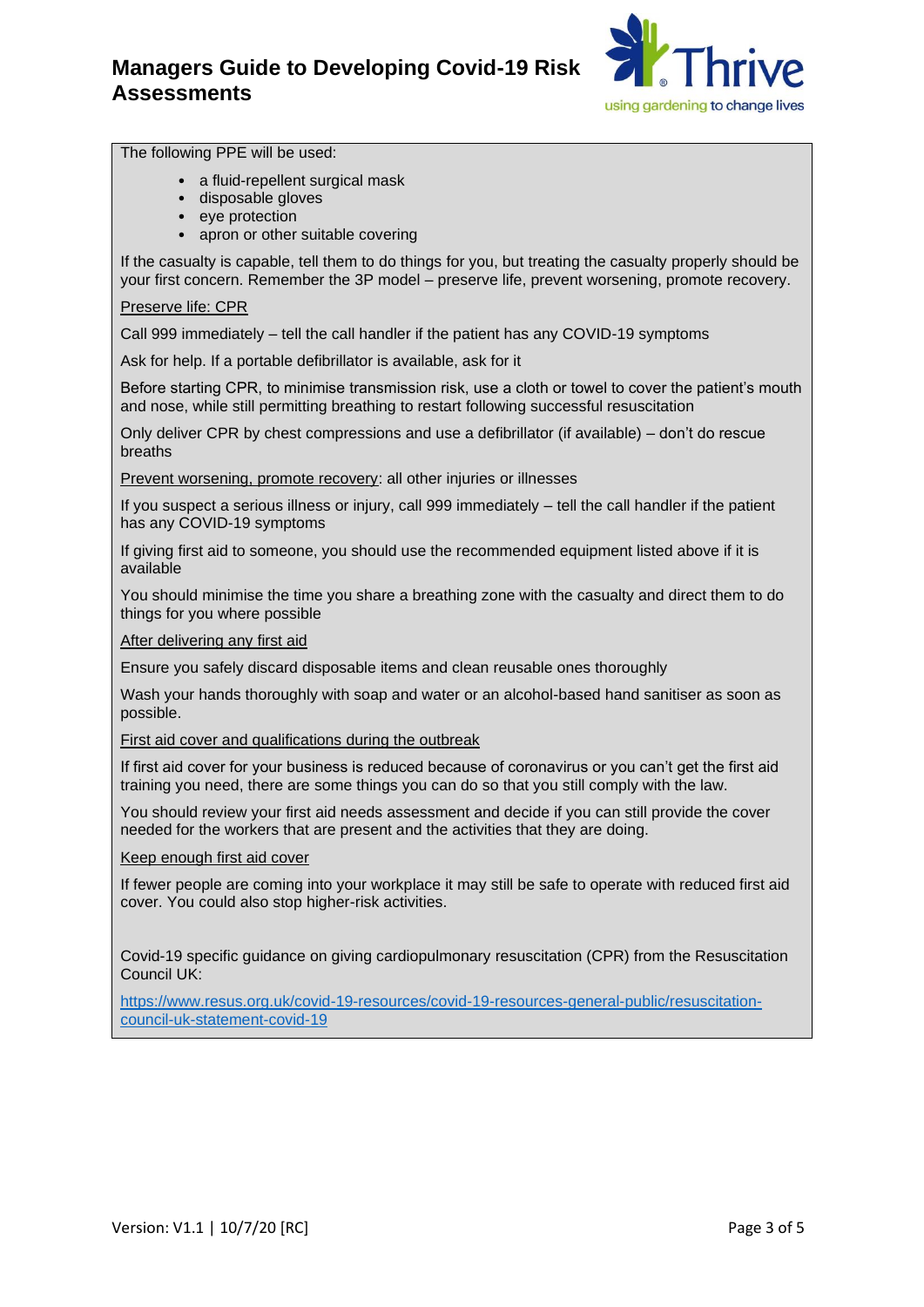The following PPE will be used:

- a fluid-repellent surgical mask
- disposable gloves
- eye protection
- apron or other suitable covering

If the casualty is capable, tell them to do things for you, but treating the casualty properly should be your first concern. Remember the 3P model – preserve life, prevent worsening, promote recovery.

Preserve life: CPR

Call 999 immediately – tell the call handler if the patient has any COVID-19 symptoms

Ask for help. If a portable defibrillator is available, ask for it

Before starting CPR, to minimise transmission risk, use a cloth or towel to cover the patient's mouth and nose, while still permitting breathing to restart following successful resuscitation

Only deliver CPR by chest compressions and use a defibrillator (if available) – don't do rescue breaths

Prevent worsening, promote recovery: all other injuries or illnesses

If you suspect a serious illness or injury, call 999 immediately – tell the call handler if the patient has any COVID-19 symptoms

If giving first aid to someone, you should use the recommended equipment listed above if it is available

You should minimise the time you share a breathing zone with the casualty and direct them to do things for you where possible

After delivering any first aid

Ensure you safely discard disposable items and clean reusable ones thoroughly

Wash your hands thoroughly with soap and water or an alcohol-based hand sanitiser as soon as possible.

First aid cover and qualifications during the outbreak

If first aid cover for your business is reduced because of coronavirus or you can't get the first aid training you need, there are some things you can do so that you still comply with the law.

You should review your first aid needs assessment and decide if you can still provide the cover needed for the workers that are present and the activities that they are doing.

Keep enough first aid cover

If fewer people are coming into your workplace it may still be safe to operate with reduced first aid cover. You could also stop higher-risk activities.

Covid-19 specific guidance on giving cardiopulmonary resuscitation (CPR) from the Resuscitation Council UK:

https://www.resus.org.uk/covid-19-resources/covid-19-resources-general-public/resuscitation-council-uk-statement-covid-19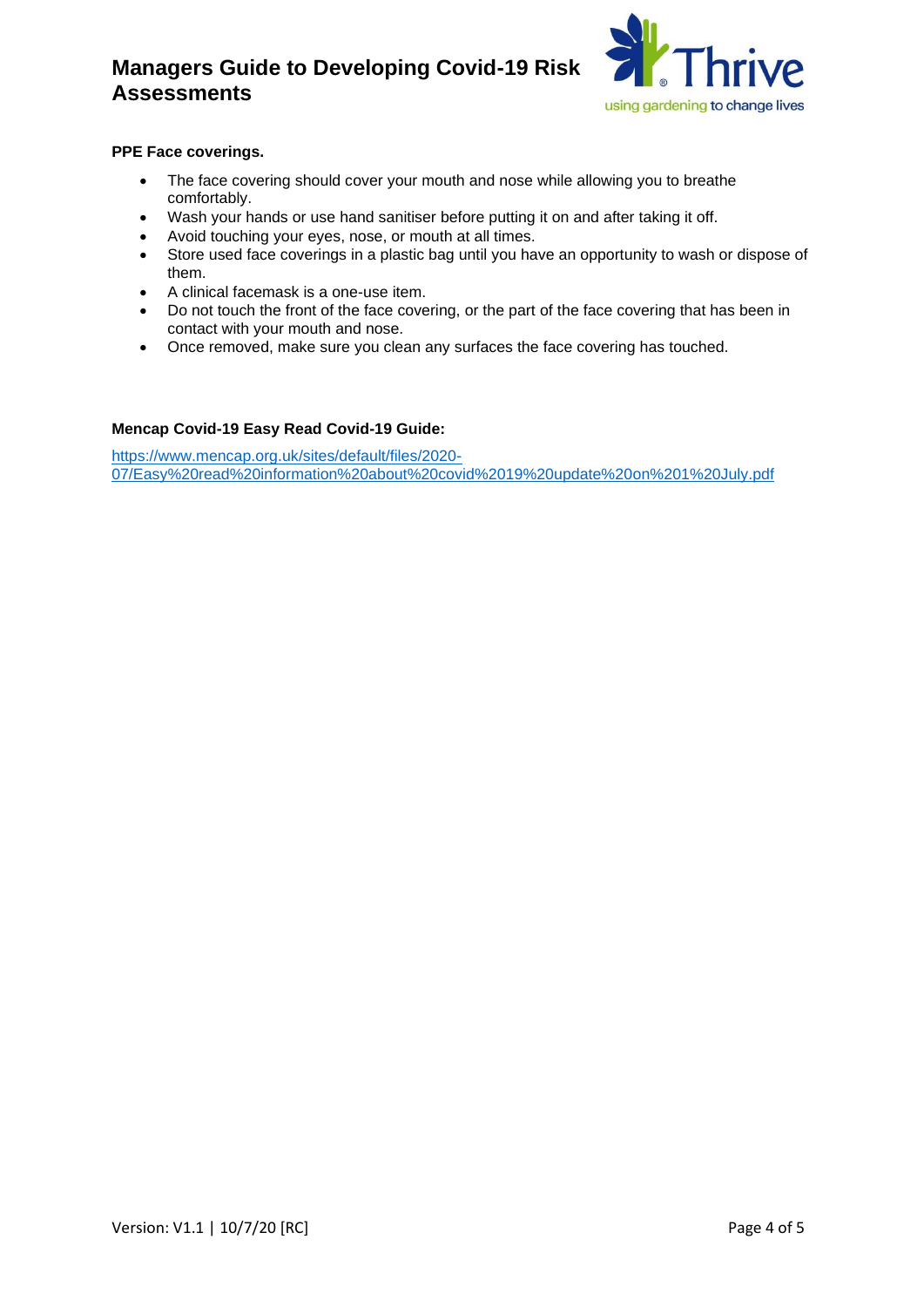**PPE Face coverings.**

- The face covering should cover your mouth and nose while allowing you to breathe comfortably.
- Wash your hands or use hand sanitiser before putting it on and after taking it off.
- Avoid touching your eyes, nose, or mouth at all times.
- Store used face coverings in a plastic bag until you have an opportunity to wash or dispose of them.
- A clinical facemask is a one-use item.
- Do not touch the front of the face covering, or the part of the face covering that has been in contact with your mouth and nose.
- Once removed, make sure you clean any surfaces the face covering has touched.

**Mencap Covid-19 Easy Read Covid-19 Guide:**

https://www.mencap.org.uk/sites/default/files/2020-07/Easy%20read%20information%20about%20covid%2019%20update%20on%201%20July.pdf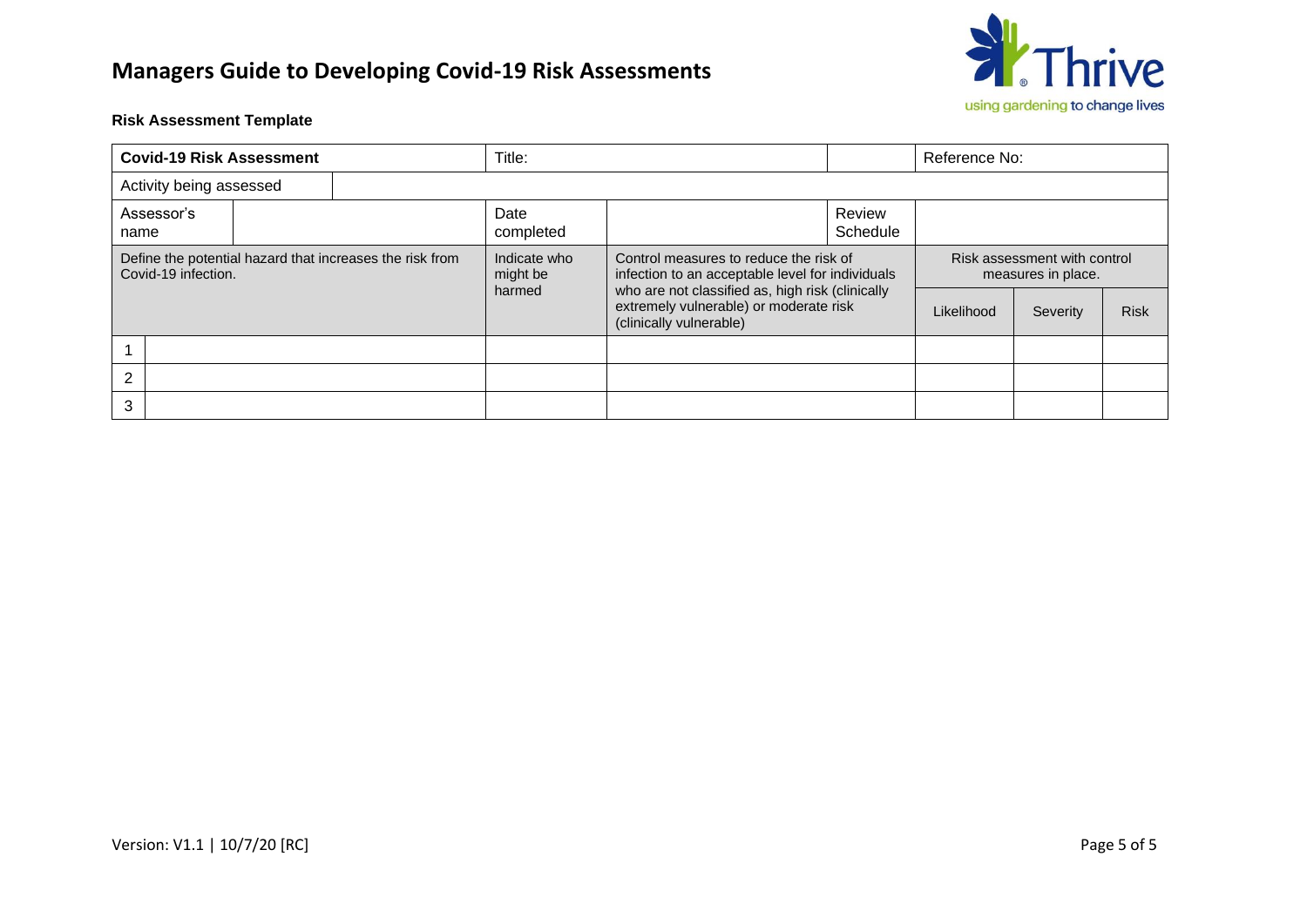**Risk Assessment Template**

| **Covid-19 Risk Assessment** | | | Title: | | | Reference No: | | |
|---|---|---|---|---|---|---|---|---|
| Activity being assessed | | | | | | | | |
| Assessor's name | | | Date completed | | Review Schedule | | | |
| Define the potential hazard that increases the risk from Covid-19 infection. | | | Indicate who might be harmed | Control measures to reduce the risk of infection to an acceptable level for individuals who are not classified as, high risk (clinically extremely vulnerable) or moderate risk (clinically vulnerable) | | Risk assessment with control measures in place. | | |
| | | | | | | Likelihood | Severity | Risk |
| 1 | | | | | | | | |
| 2 | | | | | | | | |
| 3 | | | | | | | | |

Version: V1.1 | 10/7/20 [RC]